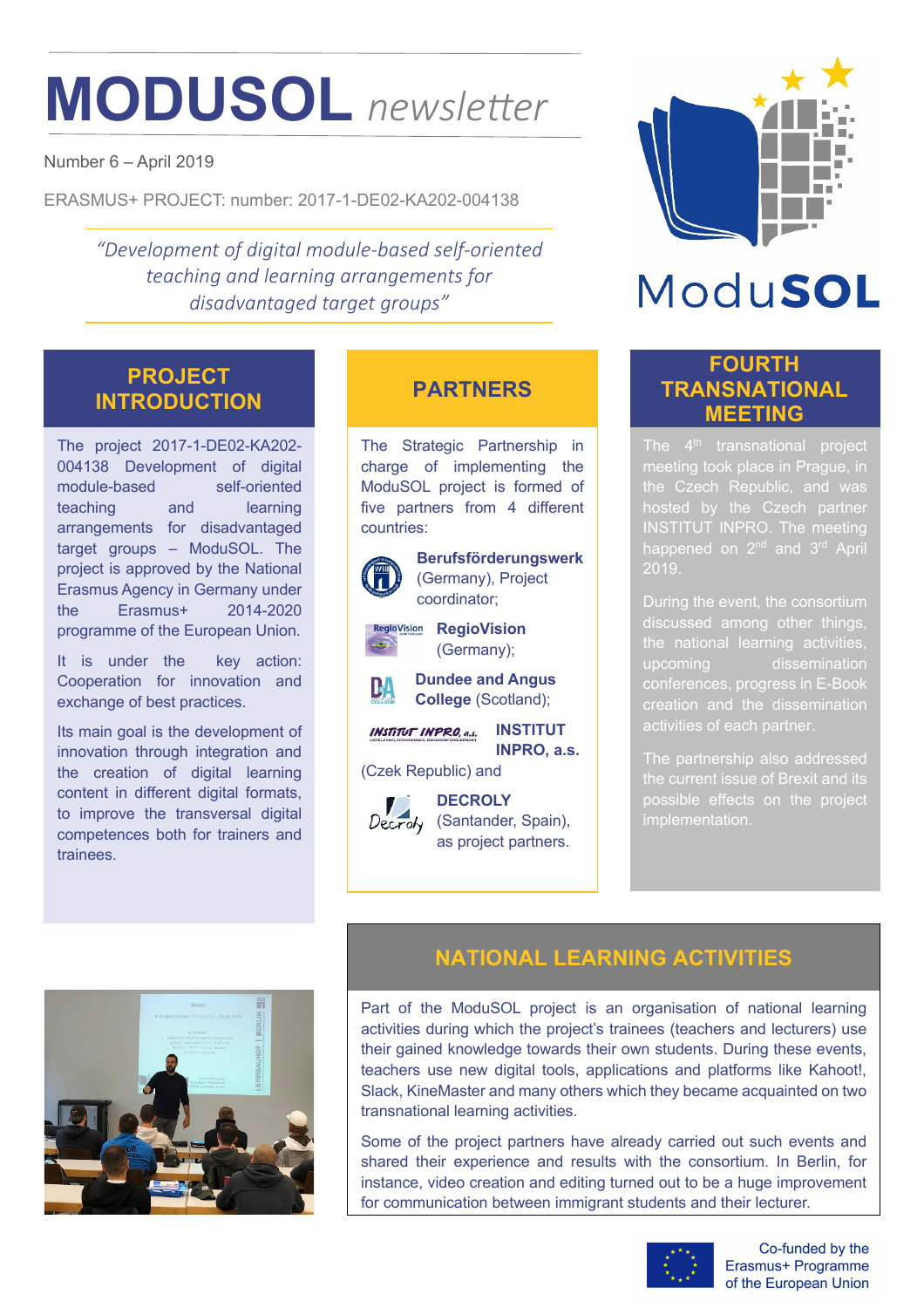# MODUSOL *newsletter*

Number 6 – April 2019

ERASMUS+ PROJECT: number: 2017-1-DE02-KA202-004138

*"Development of digital module-based self-oriented teaching and learning arrangements for disadvantaged target groups"*

## PROJECT INTRODUCTION

The project 2017-1-DE02-KA202-004138 Development of digital module-based self-oriented teaching and learning arrangements for disadvantaged target groups – ModuSOL. The project is approved by the National Erasmus Agency in Germany under the Erasmus+ 2014-2020 programme of the European Union.

It is under the key action: Cooperation for innovation and exchange of best practices.

Its main goal is the development of innovation through integration and the creation of digital learning content in different digital formats, to improve the transversal digital competences both for trainers and trainees.

## PARTNERS

The Strategic Partnership in charge of implementing the ModuSOL project is formed of five partners from 4 different countries:

**Berufsförderungswerk** (Germany), Project coordinator;

**RegioVision** (Germany);

**Dundee and Angus College** (Scotland);

**INSTITUT INPRO, a.s.** (Czek Republic) and

**DECROLY** (Santander, Spain), as project partners.

## FOURTH TRANSNATIONAL MEETING

The 4th transnational project meeting took place in Prague, in the Czech Republic, and was hosted by the Czech partner INSTITUT INPRO. The meeting happened on 2nd and 3rd April 2019.

During the event, the consortium discussed among other things, the national learning activities, upcoming dissemination conferences, progress in E-Book creation and the dissemination activities of each partner.

The partnership also addressed the current issue of Brexit and its possible effects on the project implementation.

## NATIONAL LEARNING ACTIVITIES

Part of the ModuSOL project is an organisation of national learning activities during which the project's trainees (teachers and lecturers) use their gained knowledge towards their own students. During these events, teachers use new digital tools, applications and platforms like Kahoot!, Slack, KineMaster and many others which they became acquainted on two transnational learning activities.

Some of the project partners have already carried out such events and shared their experience and results with the consortium. In Berlin, for instance, video creation and editing turned out to be a huge improvement for communication between immigrant students and their lecturer.

Co-funded by the Erasmus+ Programme of the European Union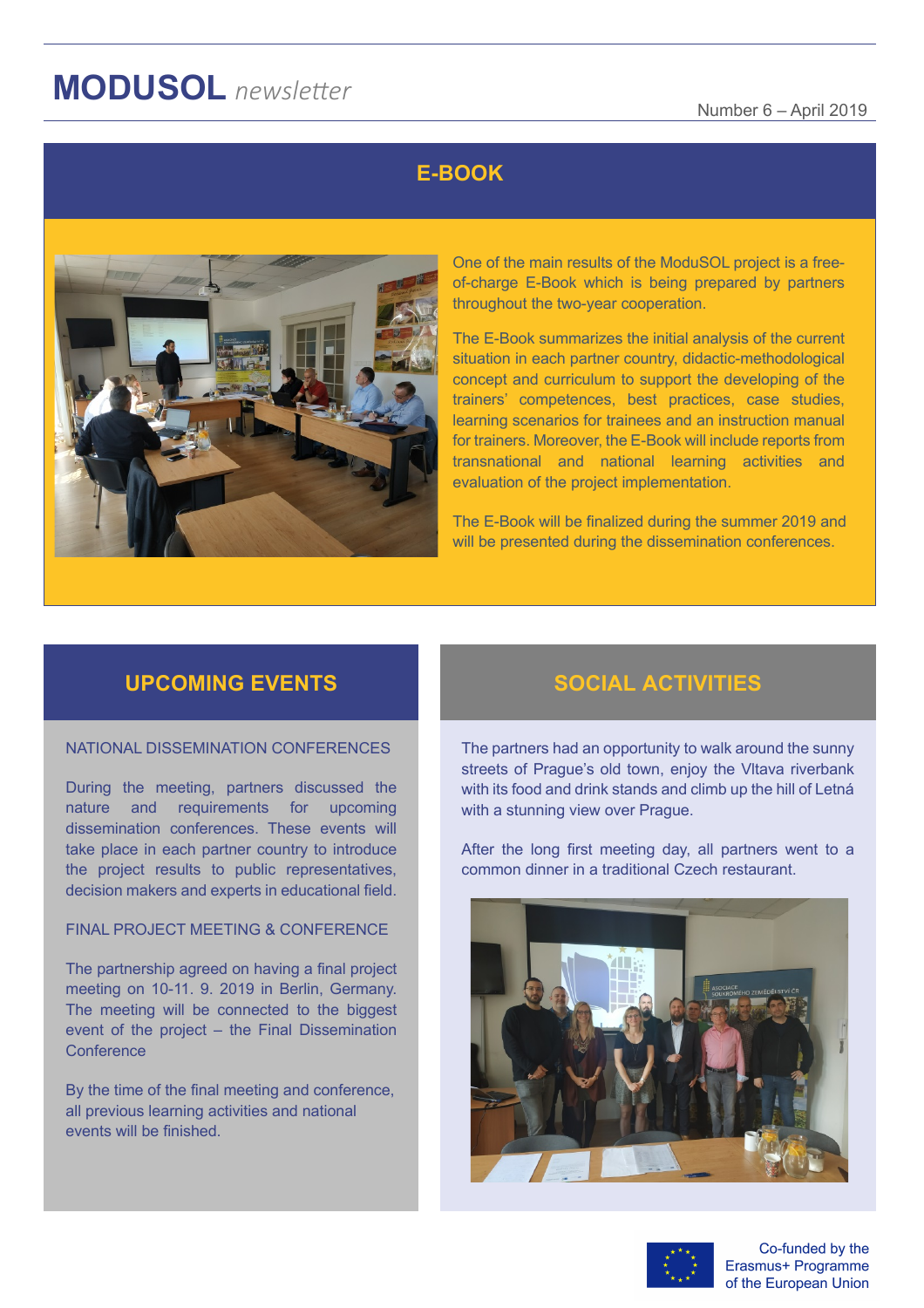# MODUSOL *newsletter*

Number 6 – April 2019

## E-BOOK

One of the main results of the ModuSOL project is a free-of-charge E-Book which is being prepared by partners throughout the two-year cooperation.

The E-Book summarizes the initial analysis of the current situation in each partner country, didactic-methodological concept and curriculum to support the developing of the trainers' competences, best practices, case studies, learning scenarios for trainees and an instruction manual for trainers. Moreover, the E-Book will include reports from transnational and national learning activities and evaluation of the project implementation.

The E-Book will be finalized during the summer 2019 and will be presented during the dissemination conferences.

## UPCOMING EVENTS

NATIONAL DISSEMINATION CONFERENCES

During the meeting, partners discussed the nature and requirements for upcoming dissemination conferences. These events will take place in each partner country to introduce the project results to public representatives, decision makers and experts in educational field.

FINAL PROJECT MEETING & CONFERENCE

The partnership agreed on having a final project meeting on 10-11. 9. 2019 in Berlin, Germany. The meeting will be connected to the biggest event of the project – the Final Dissemination Conference

By the time of the final meeting and conference, all previous learning activities and national events will be finished.

## SOCIAL ACTIVITIES

The partners had an opportunity to walk around the sunny streets of Prague's old town, enjoy the Vltava riverbank with its food and drink stands and climb up the hill of Letná with a stunning view over Prague.

After the long first meeting day, all partners went to a common dinner in a traditional Czech restaurant.

Co-funded by the Erasmus+ Programme of the European Union